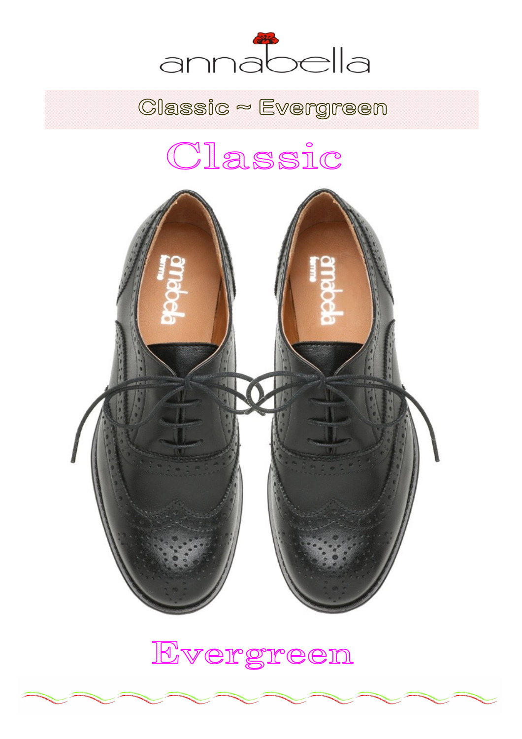# annabella

## Classic ~ Evergreen

# Classic

# Evergreen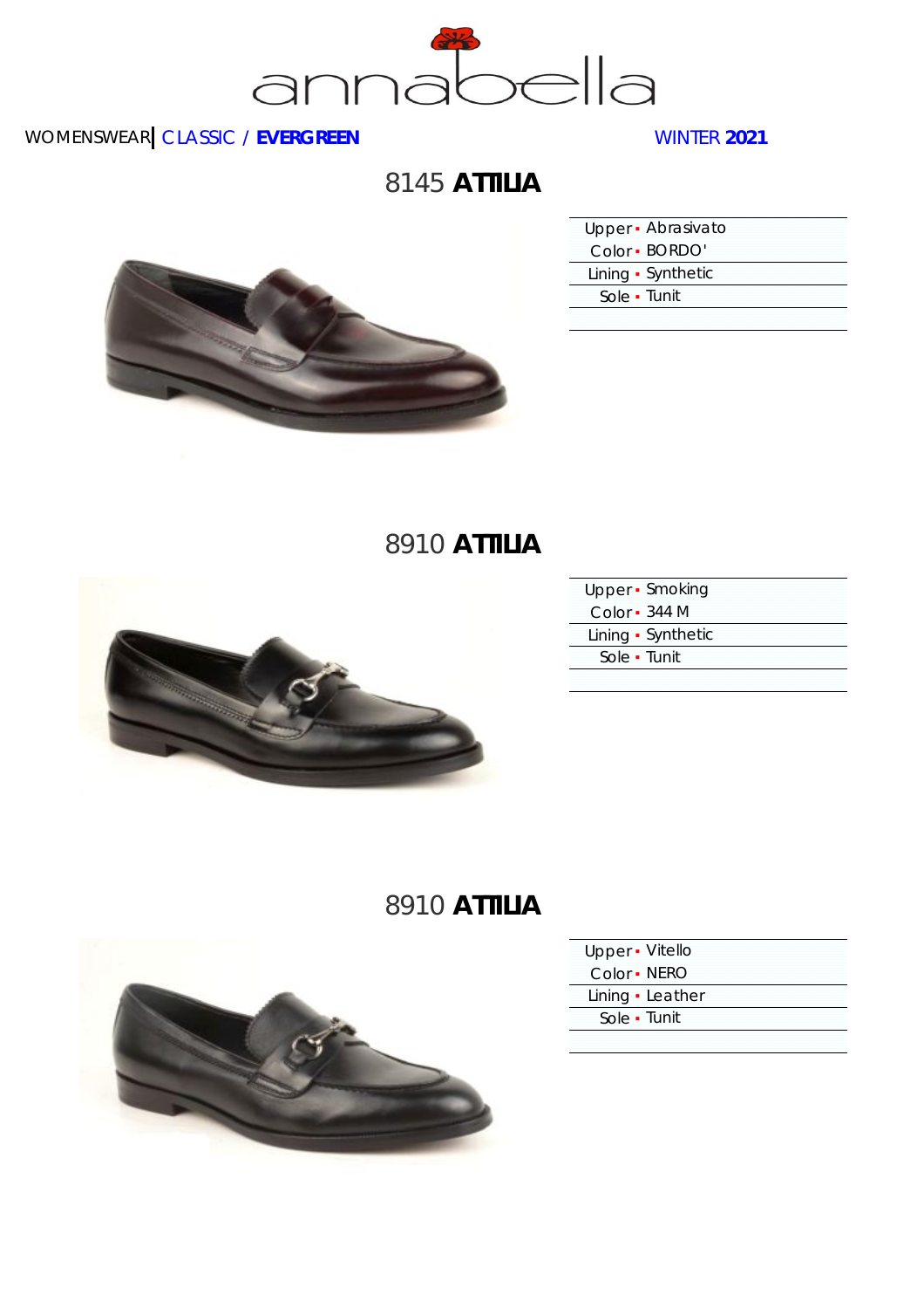annabella

WOMENSWEAR | CLASSIC / **EVERGREEN** WINTER **2021**

## 8145 **ATTILIA**

| | |
|---|---|
| Upper | Abrasivato |
| Color | BORDO' |
| Lining | Synthetic |
| Sole | Tunit |

## 8910 **ATTILIA**

| | |
|---|---|
| Upper | Smoking |
| Color | 344 M |
| Lining | Synthetic |
| Sole | Tunit |

## 8910 **ATTILIA**

| | |
|---|---|
| Upper | Vitello |
| Color | NERO |
| Lining | Leather |
| Sole | Tunit |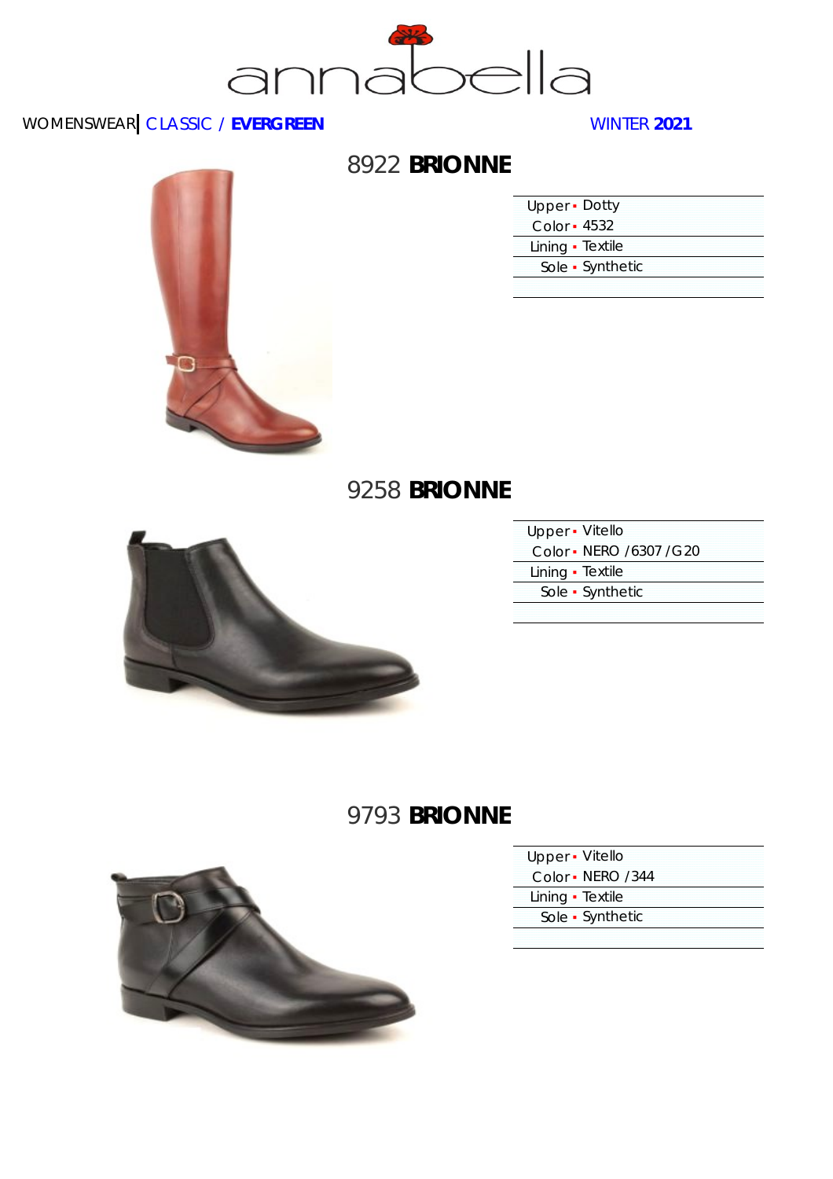annabella

WOMENSWEAR | CLASSIC / **EVERGREEN** WINTER **2021**

## 8922 **BRIONNE**

| | |
|---|---|
| Upper | Dotty |
| Color | 4532 |
| Lining | Textile |
| Sole | Synthetic |

## 9258 **BRIONNE**

| | |
|---|---|
| Upper | Vitello |
| Color | NERO /6307 /G20 |
| Lining | Textile |
| Sole | Synthetic |

## 9793 **BRIONNE**

| | |
|---|---|
| Upper | Vitello |
| Color | NERO /344 |
| Lining | Textile |
| Sole | Synthetic |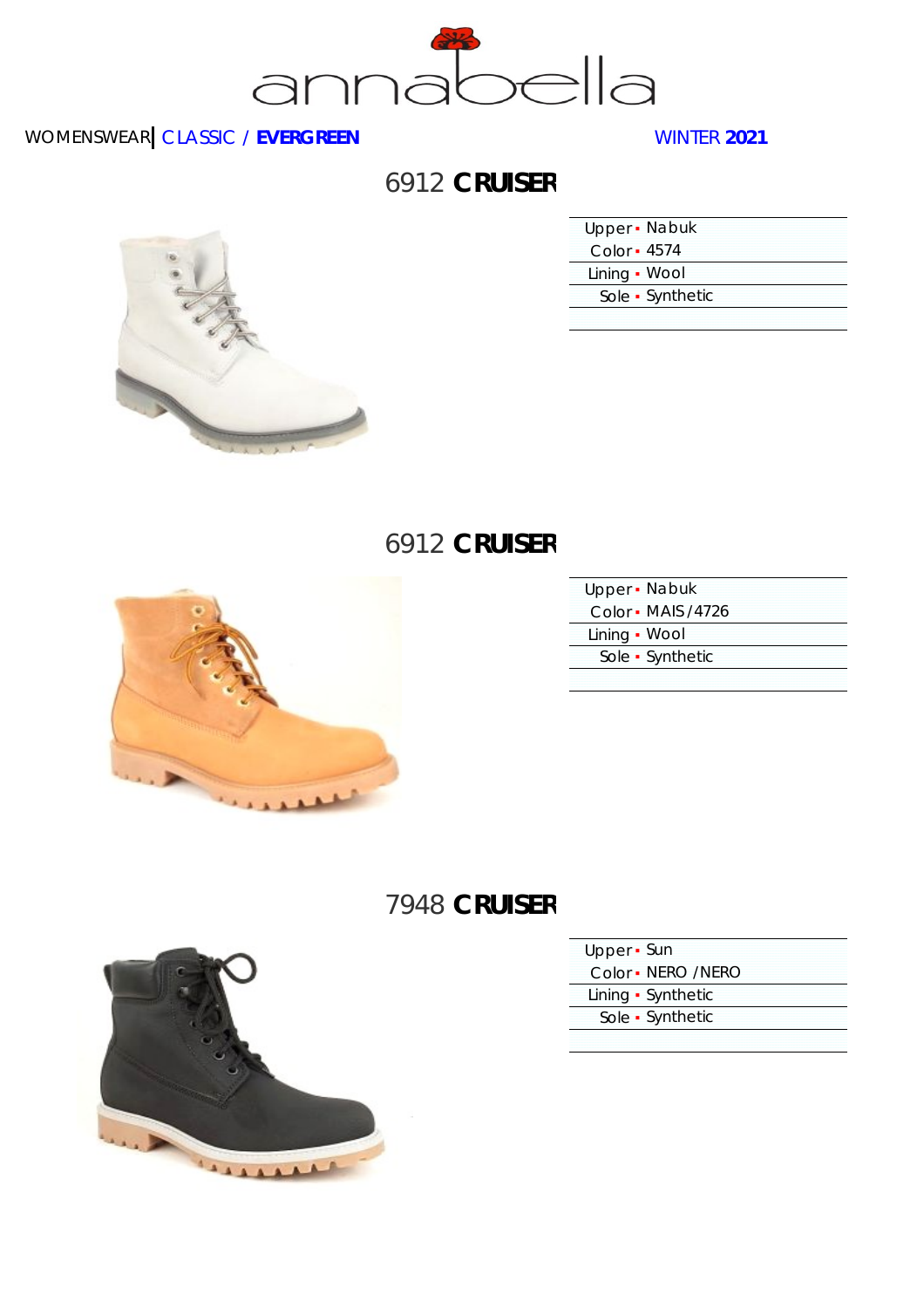annabella

WOMENSWEAR | CLASSIC / **EVERGREEN** WINTER **2021**

## 6912 **CRUISER**

| | |
|---|---|
| Upper | Nabuk |
| Color | 4574 |
| Lining | Wool |
| Sole | Synthetic |

## 6912 **CRUISER**

| | |
|---|---|
| Upper | Nabuk |
| Color | MAIS/4726 |
| Lining | Wool |
| Sole | Synthetic |

## 7948 **CRUISER**

| | |
|---|---|
| Upper | Sun |
| Color | NERO /NERO |
| Lining | Synthetic |
| Sole | Synthetic |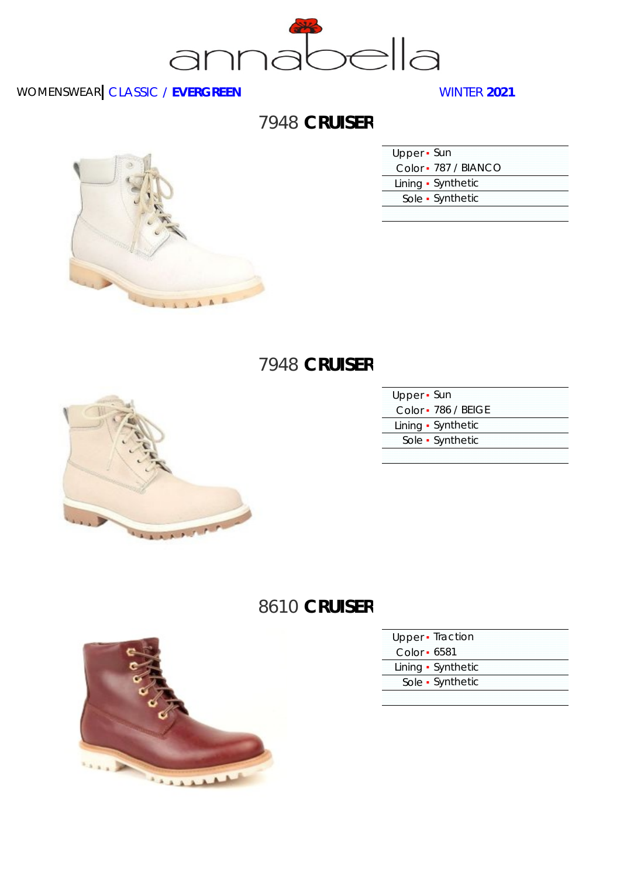annabella

WOMENSWEAR | CLASSIC / **EVERGREEN** WINTER **2021**

## 7948 **CRUISER**

| | |
|---|---|
| Upper | Sun |
| Color | 787 / BIANCO |
| Lining | Synthetic |
| Sole | Synthetic |

## 7948 **CRUISER**

| | |
|---|---|
| Upper | Sun |
| Color | 786 / BEIGE |
| Lining | Synthetic |
| Sole | Synthetic |

## 8610 **CRUISER**

| | |
|---|---|
| Upper | Traction |
| Color | 6581 |
| Lining | Synthetic |
| Sole | Synthetic |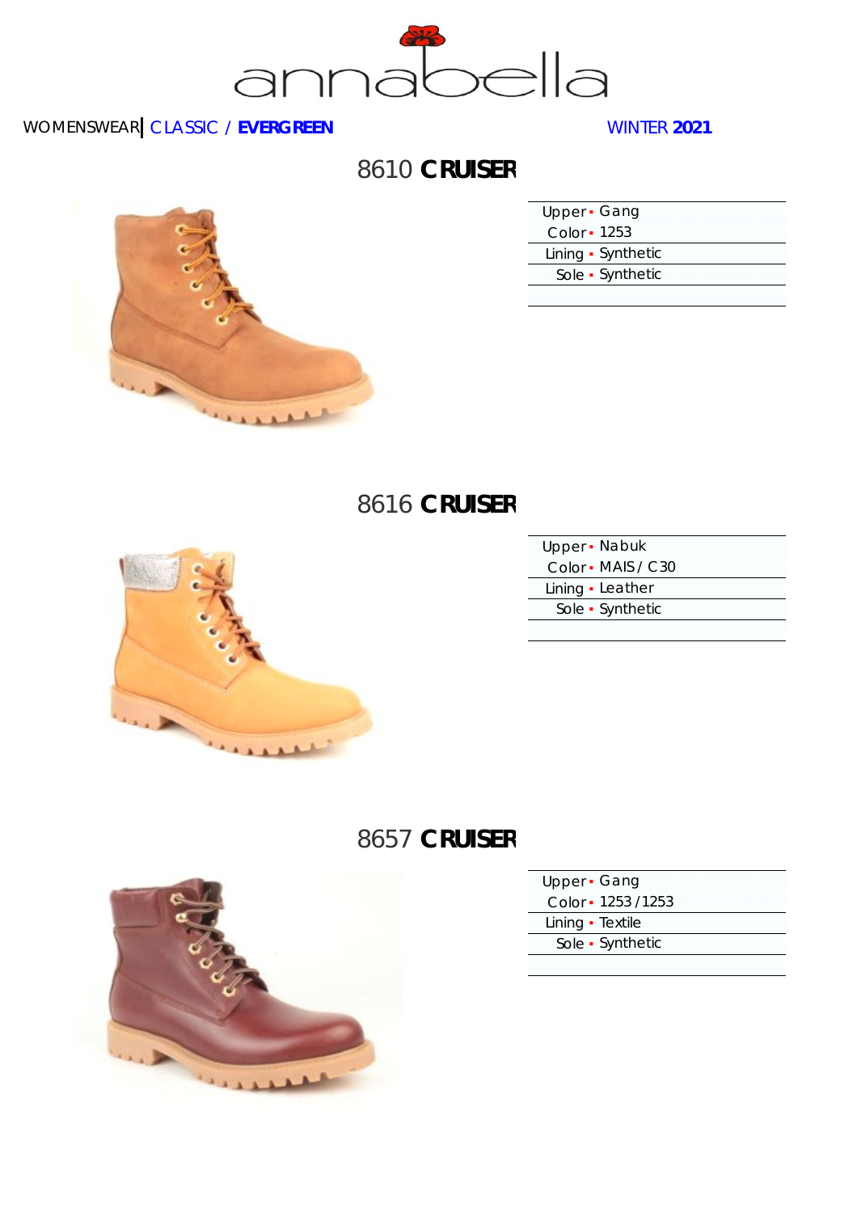# annabella

WOMENSWEAR | CLASSIC / **EVERGREEN** WINTER **2021**

## 8610 **CRUISER**

| | |
|---|---|
| Upper | Gang |
| Color | 1253 |
| Lining | Synthetic |
| Sole | Synthetic |

## 8616 **CRUISER**

| | |
|---|---|
| Upper | Nabuk |
| Color | MAIS / C30 |
| Lining | Leather |
| Sole | Synthetic |

## 8657 **CRUISER**

| | |
|---|---|
| Upper | Gang |
| Color | 1253 / 1253 |
| Lining | Textile |
| Sole | Synthetic |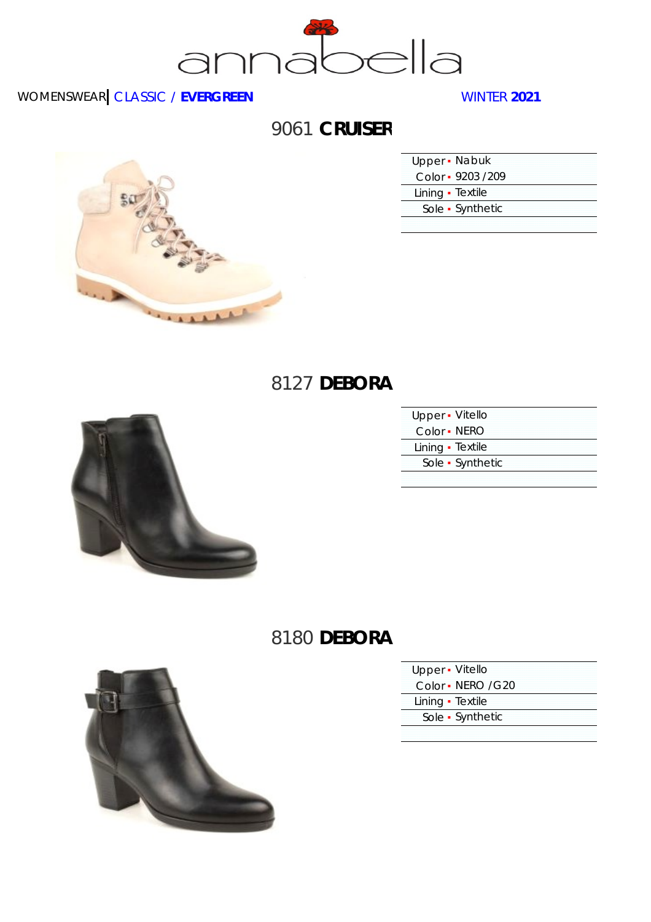annabella

WOMENSWEAR | CLASSIC / **EVERGREEN** WINTER **2021**

## 9061 **CRUISER**

| | |
|---|---|
| Upper | Nabuk |
| Color | 9203 /209 |
| Lining | Textile |
| Sole | Synthetic |

## 8127 **DEBORA**

| | |
|---|---|
| Upper | Vitello |
| Color | NERO |
| Lining | Textile |
| Sole | Synthetic |

## 8180 **DEBORA**

| | |
|---|---|
| Upper | Vitello |
| Color | NERO /G20 |
| Lining | Textile |
| Sole | Synthetic |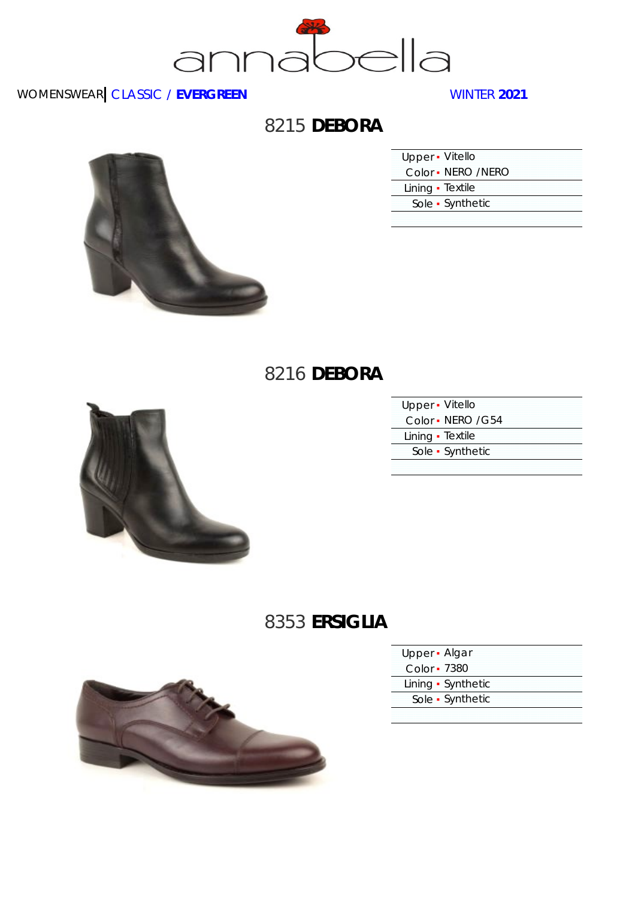annabella

WOMENSWEAR | CLASSIC / **EVERGREEN** WINTER **2021**

## 8215 **DEBORA**

| | |
|---|---|
| Upper | Vitello |
| Color | NERO /NERO |
| Lining | Textile |
| Sole | Synthetic |

## 8216 **DEBORA**

| | |
|---|---|
| Upper | Vitello |
| Color | NERO /G54 |
| Lining | Textile |
| Sole | Synthetic |

## 8353 **ERSIGLIA**

| | |
|---|---|
| Upper | Algar |
| Color | 7380 |
| Lining | Synthetic |
| Sole | Synthetic |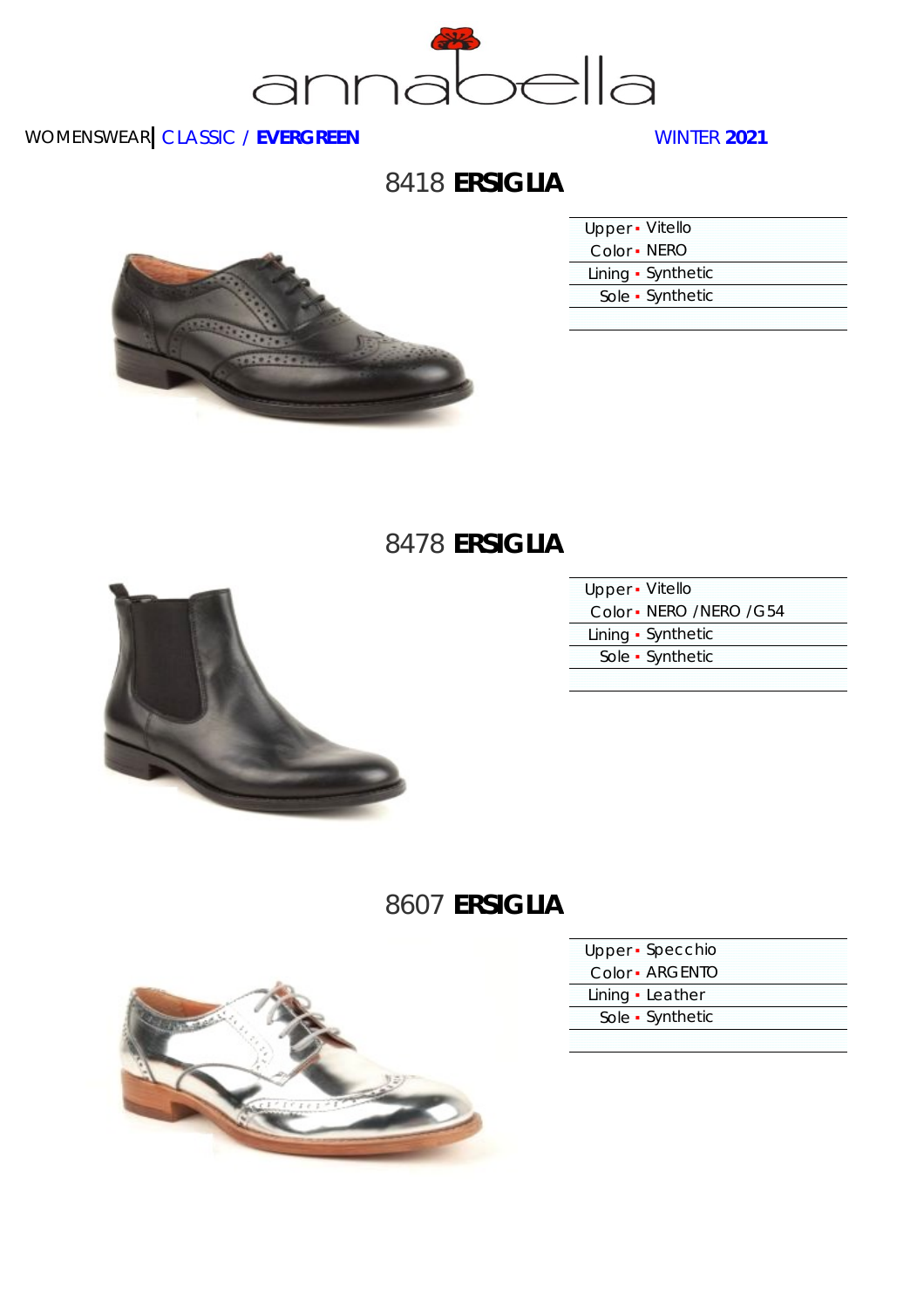annabella

WOMENSWEAR | CLASSIC / **EVERGREEN** WINTER **2021**

## 8418 **ERSIGLIA**

| | |
|---|---|
| Upper | Vitello |
| Color | NERO |
| Lining | Synthetic |
| Sole | Synthetic |

## 8478 **ERSIGLIA**

| | |
|---|---|
| Upper | Vitello |
| Color | NERO /NERO /G54 |
| Lining | Synthetic |
| Sole | Synthetic |

## 8607 **ERSIGLIA**

| | |
|---|---|
| Upper | Specchio |
| Color | ARGENTO |
| Lining | Leather |
| Sole | Synthetic |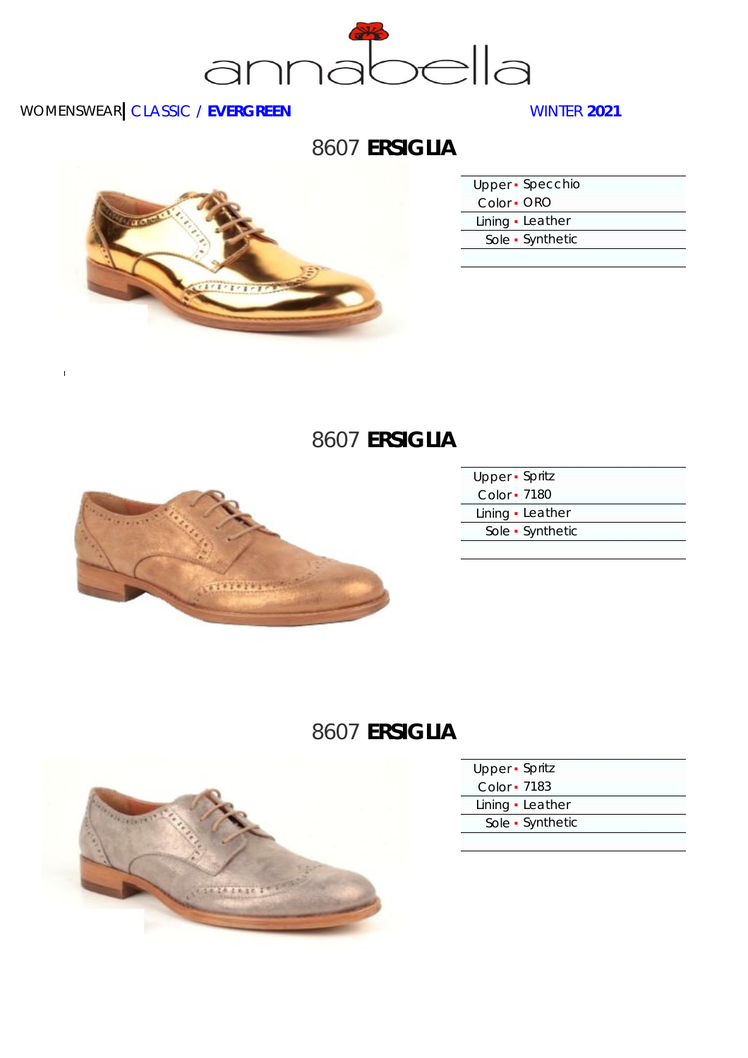annabella

WOMENSWEAR | CLASSIC / **EVERGREEN** WINTER **2021**

## 8607 **ERSIGLIA**

| | |
|---|---|
| Upper | Specchio |
| Color | ORO |
| Lining | Leather |
| Sole | Synthetic |

## 8607 **ERSIGLIA**

| | |
|---|---|
| Upper | Spritz |
| Color | 7180 |
| Lining | Leather |
| Sole | Synthetic |

## 8607 **ERSIGLIA**

| | |
|---|---|
| Upper | Spritz |
| Color | 7183 |
| Lining | Leather |
| Sole | Synthetic |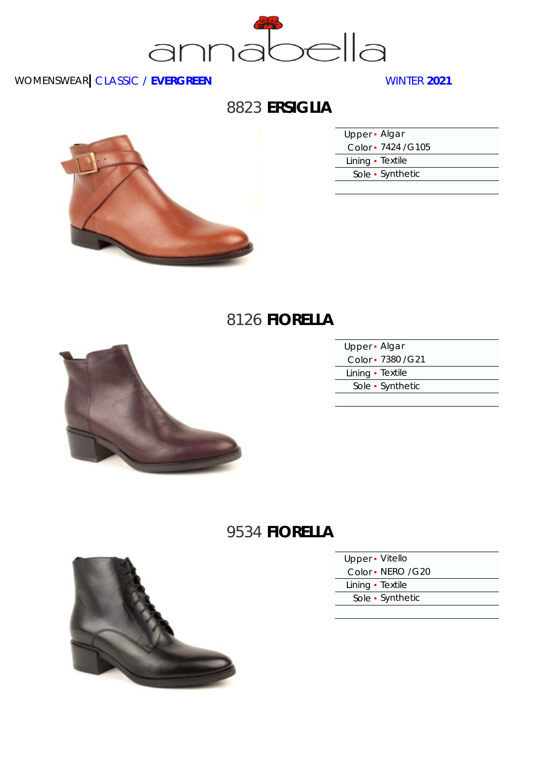annabella

WOMENSWEAR | CLASSIC / **EVERGREEN** WINTER **2021**

## 8823 **ERSIGLIA**

| | |
|---|---|
| Upper | Algar |
| Color | 7424 /G105 |
| Lining | Textile |
| Sole | Synthetic |

## 8126 **FIORELLA**

| | |
|---|---|
| Upper | Algar |
| Color | 7380 /G21 |
| Lining | Textile |
| Sole | Synthetic |

## 9534 **FIORELLA**

| | |
|---|---|
| Upper | Vitello |
| Color | NERO /G20 |
| Lining | Textile |
| Sole | Synthetic |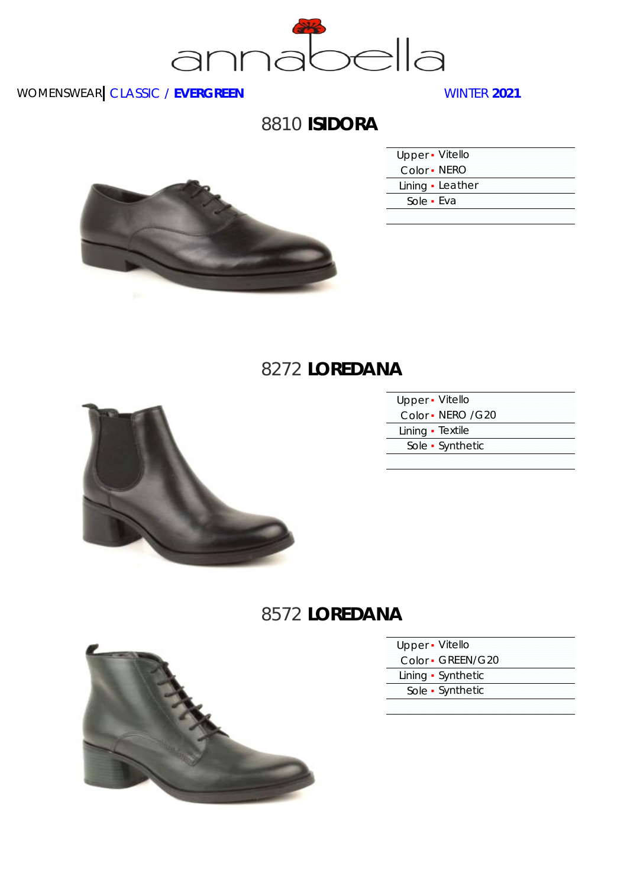annabella

WOMENSWEAR | CLASSIC / **EVERGREEN** WINTER **2021**

## 8810 **ISIDORA**

| | |
|---|---|
| Upper | Vitello |
| Color | NERO |
| Lining | Leather |
| Sole | Eva |

## 8272 **LOREDANA**

| | |
|---|---|
| Upper | Vitello |
| Color | NERO /G20 |
| Lining | Textile |
| Sole | Synthetic |

## 8572 **LOREDANA**

| | |
|---|---|
| Upper | Vitello |
| Color | GREEN/G20 |
| Lining | Synthetic |
| Sole | Synthetic |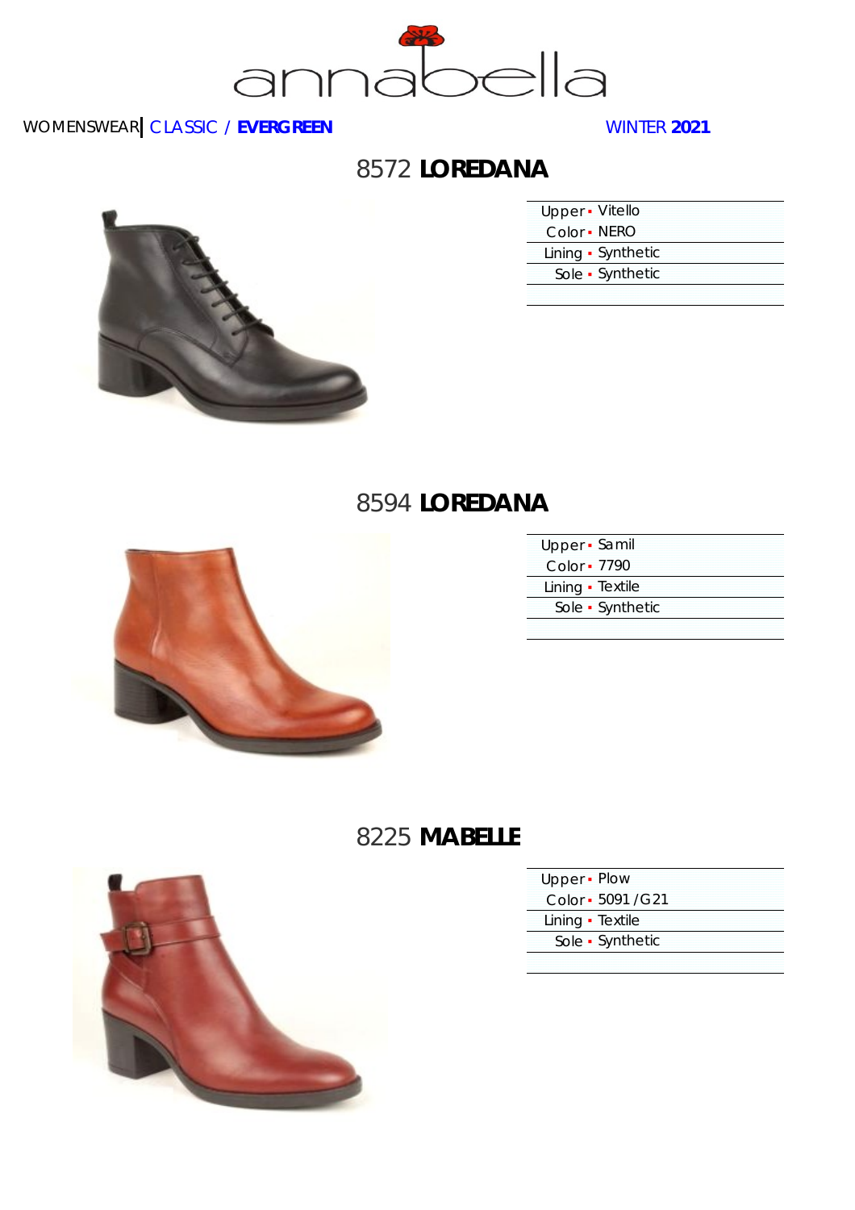WOMENSWEAR | CLASSIC / **EVERGREEN** WINTER **2021**

## 8572 **LOREDANA**

| | |
|---|---|
| Upper | Vitello |
| Color | NERO |
| Lining | Synthetic |
| Sole | Synthetic |

## 8594 **LOREDANA**

| | |
|---|---|
| Upper | Samil |
| Color | 7790 |
| Lining | Textile |
| Sole | Synthetic |

## 8225 **MABELLE**

| | |
|---|---|
| Upper | Plow |
| Color | 5091 /G21 |
| Lining | Textile |
| Sole | Synthetic |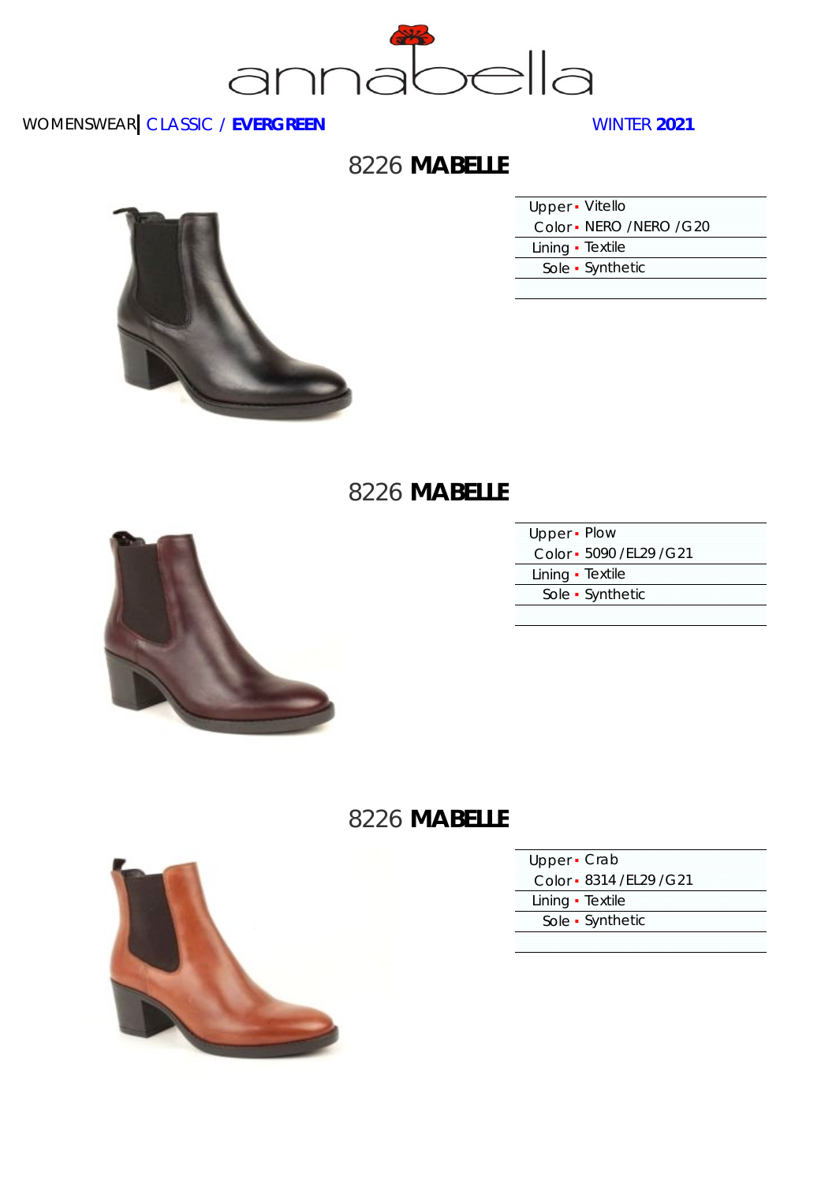annabella

WOMENSWEAR | CLASSIC / **EVERGREEN** WINTER **2021**

## 8226 **MABELLE**

| | |
|---|---|
| Upper | Vitello |
| Color | NERO / NERO / G20 |
| Lining | Textile |
| Sole | Synthetic |

## 8226 **MABELLE**

| | |
|---|---|
| Upper | Plow |
| Color | 5090 / EL29 / G21 |
| Lining | Textile |
| Sole | Synthetic |

## 8226 **MABELLE**

| | |
|---|---|
| Upper | Crab |
| Color | 8314 / EL29 / G21 |
| Lining | Textile |
| Sole | Synthetic |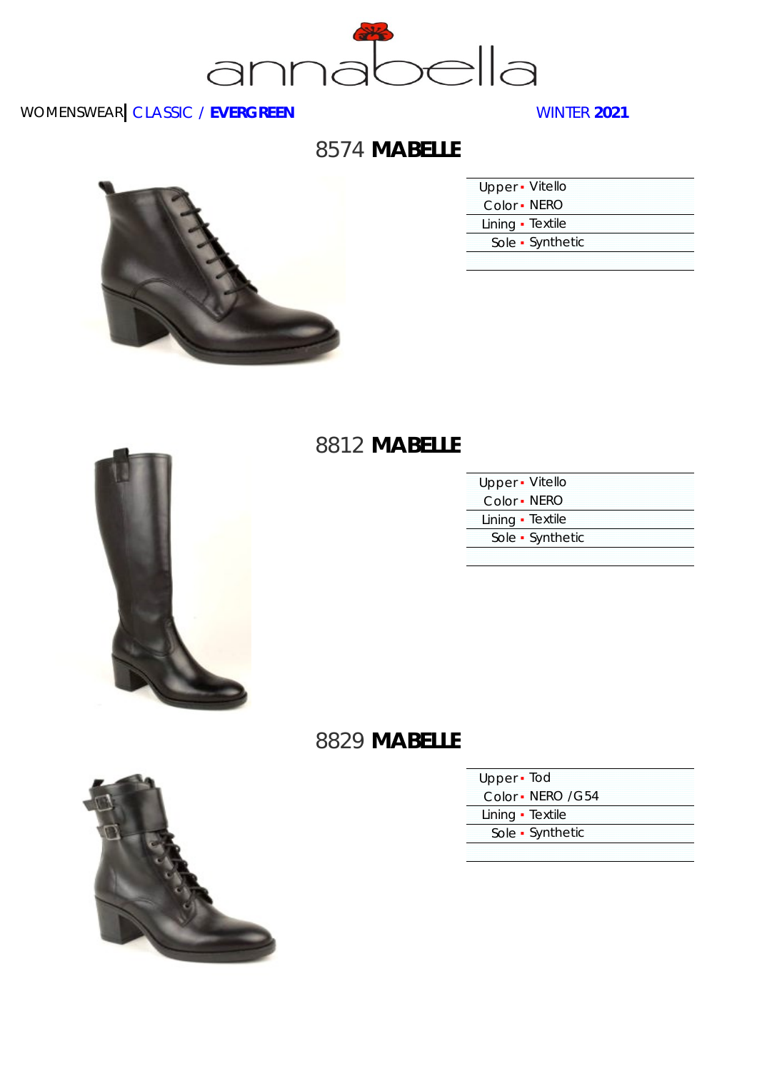annabella

WOMENSWEAR | CLASSIC / **EVERGREEN** WINTER **2021**

## 8574 **MABELLE**

| | |
|---|---|
| Upper | Vitello |
| Color | NERO |
| Lining | Textile |
| Sole | Synthetic |

## 8812 **MABELLE**

| | |
|---|---|
| Upper | Vitello |
| Color | NERO |
| Lining | Textile |
| Sole | Synthetic |

## 8829 **MABELLE**

| | |
|---|---|
| Upper | Tod |
| Color | NERO /G54 |
| Lining | Textile |
| Sole | Synthetic |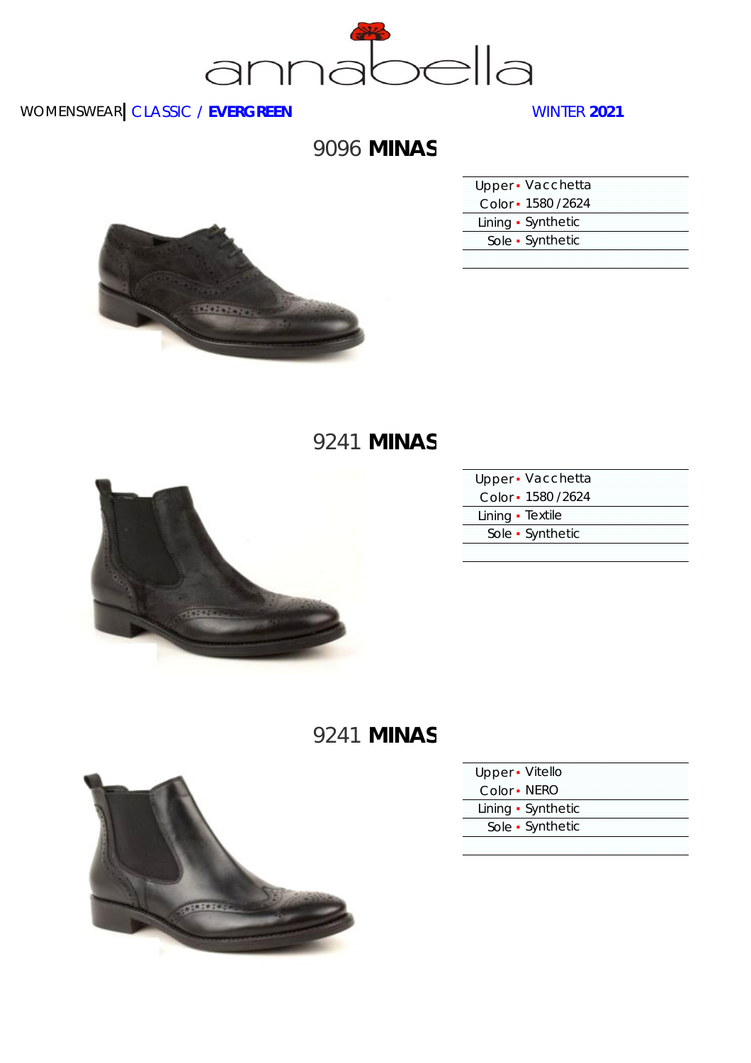annabella

WOMENSWEAR | CLASSIC / **EVERGREEN** WINTER **2021**

## 9096 **MINAS**

| | |
|---|---|
| Upper | Vacchetta |
| Color | 1580 / 2624 |
| Lining | Synthetic |
| Sole | Synthetic |

## 9241 **MINAS**

| | |
|---|---|
| Upper | Vacchetta |
| Color | 1580 / 2624 |
| Lining | Textile |
| Sole | Synthetic |

## 9241 **MINAS**

| | |
|---|---|
| Upper | Vitello |
| Color | NERO |
| Lining | Synthetic |
| Sole | Synthetic |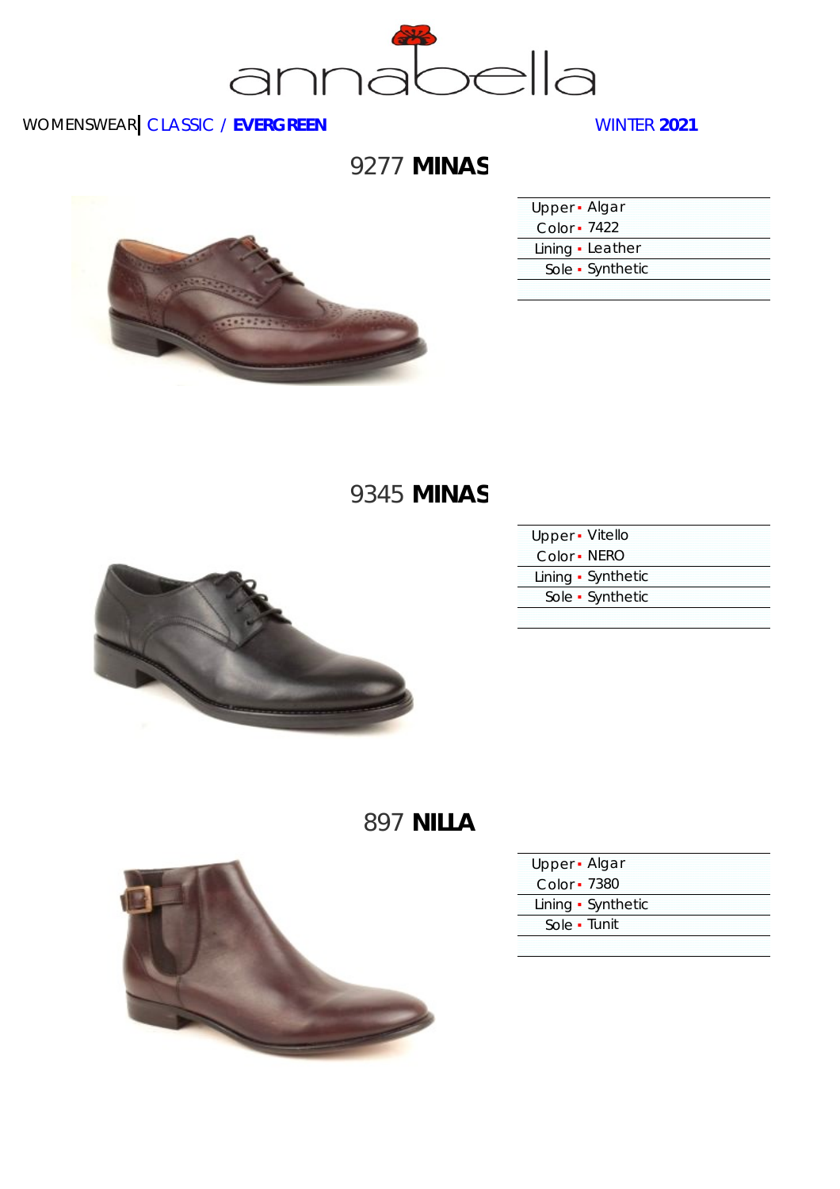# annabella

WOMENSWEAR | CLASSIC / **EVERGREEN** | WINTER **2021**

## 9277 **MINAS**

| | |
|---|---|
| Upper | Algar |
| Color | 7422 |
| Lining | Leather |
| Sole | Synthetic |

## 9345 **MINAS**

| | |
|---|---|
| Upper | Vitello |
| Color | NERO |
| Lining | Synthetic |
| Sole | Synthetic |

## 897 **NILLA**

| | |
|---|---|
| Upper | Algar |
| Color | 7380 |
| Lining | Synthetic |
| Sole | Tunit |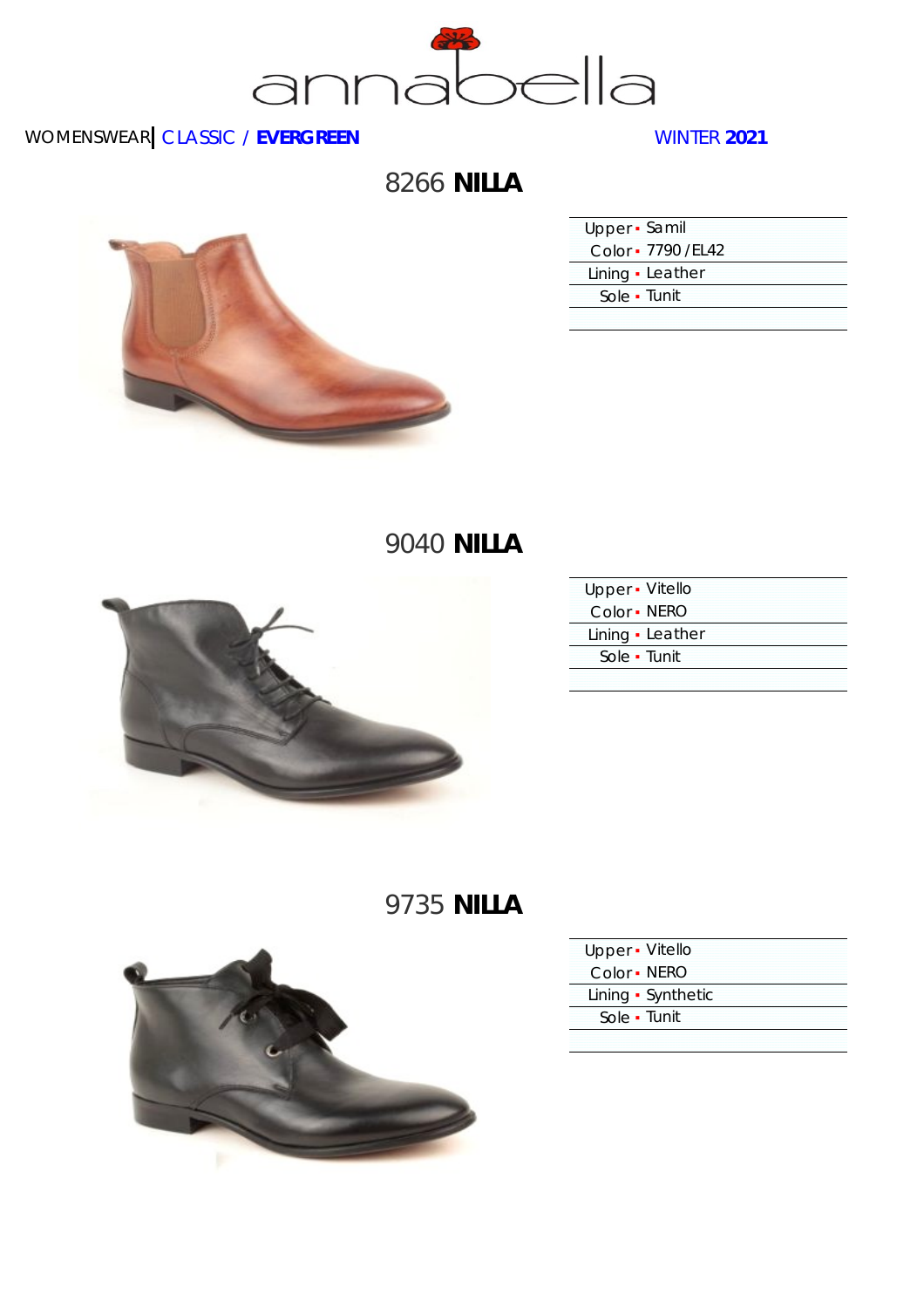annabella

WOMENSWEAR | CLASSIC / **EVERGREEN** WINTER **2021**

## 8266 **NILLA**

| | |
|---|---|
| Upper | Samil |
| Color | 7790 / EL42 |
| Lining | Leather |
| Sole | Tunit |

## 9040 **NILLA**

| | |
|---|---|
| Upper | Vitello |
| Color | NERO |
| Lining | Leather |
| Sole | Tunit |

## 9735 **NILLA**

| | |
|---|---|
| Upper | Vitello |
| Color | NERO |
| Lining | Synthetic |
| Sole | Tunit |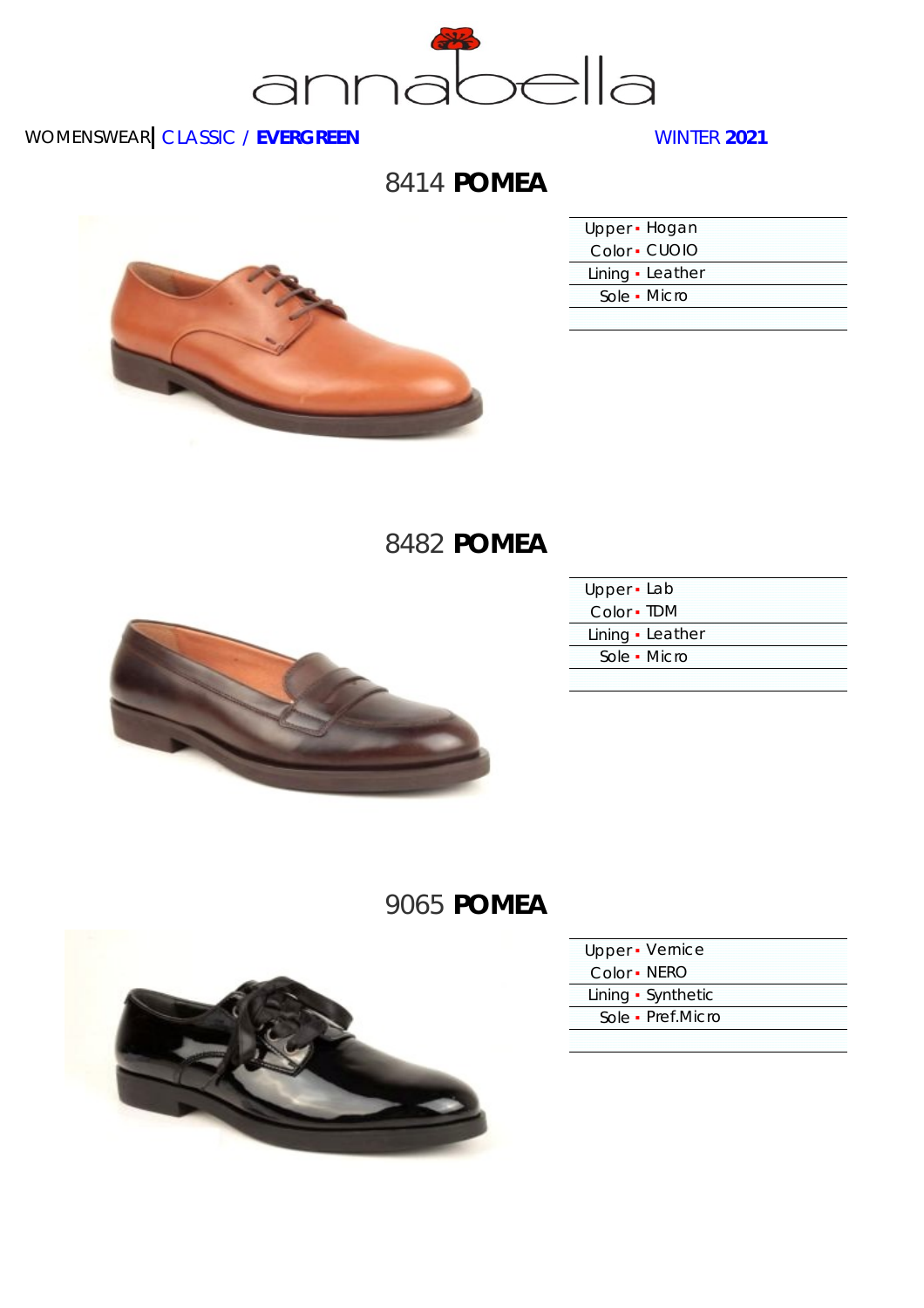annabella

WOMENSWEAR | CLASSIC / **EVERGREEN** WINTER **2021**

## 8414 **POMEA**

| | |
|---|---|
| Upper ▪ | Hogan |
| Color ▪ | CUOIO |
| Lining ▪ | Leather |
| Sole ▪ | Micro |

## 8482 **POMEA**

| | |
|---|---|
| Upper ▪ | Lab |
| Color ▪ | TDM |
| Lining ▪ | Leather |
| Sole ▪ | Micro |

## 9065 **POMEA**

| | |
|---|---|
| Upper ▪ | Vernice |
| Color ▪ | NERO |
| Lining ▪ | Synthetic |
| Sole ▪ | Pref.Micro |